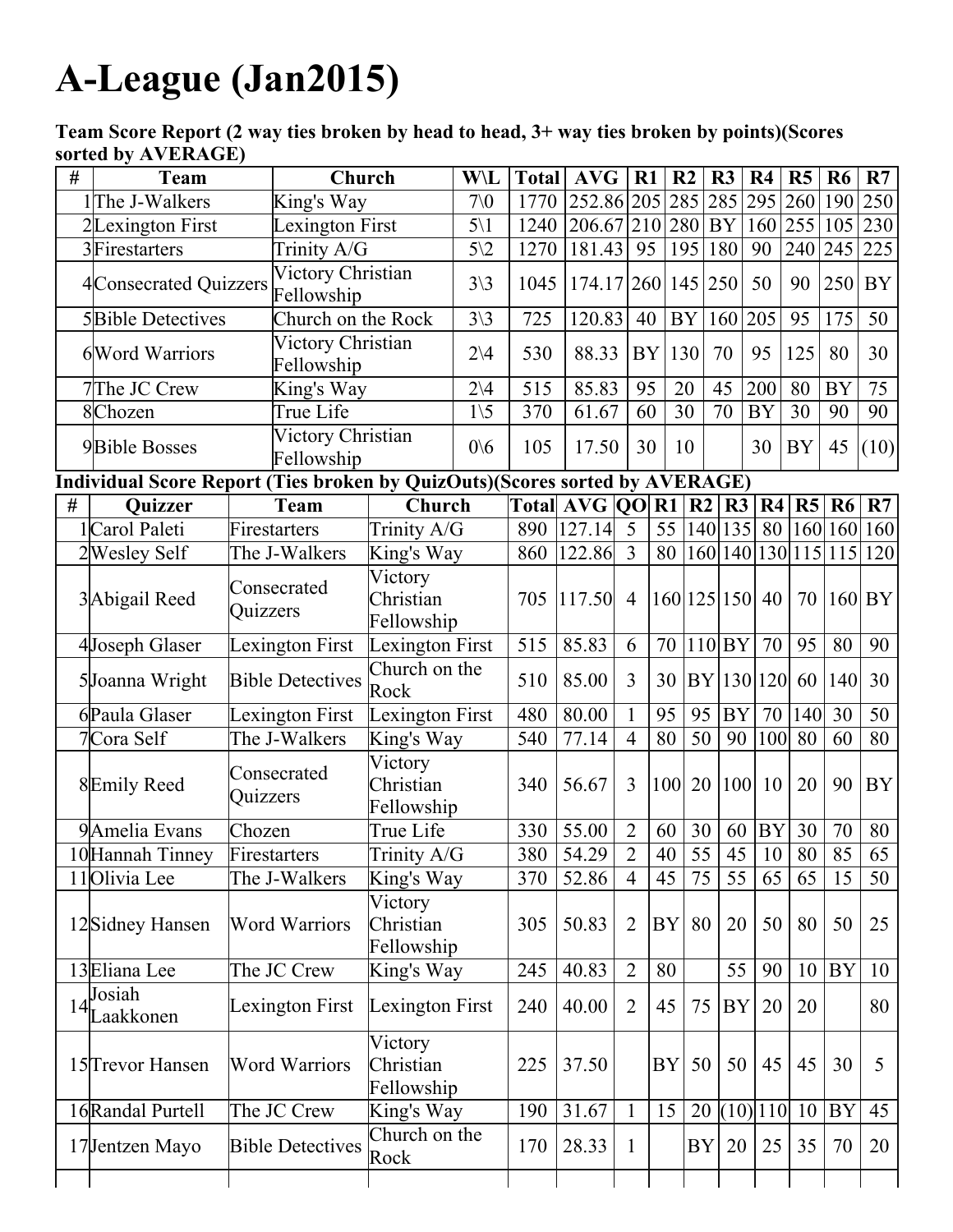# A-League (Jan2015)

**Team Score Report (2 way ties broken by head to head, 3+ way ties broken by points)(Scores sorted by AVERAGE)**

| # | Team | Church | W\L | Total | AVG | R1 | R2 | R3 | R4 | R5 | R6 | R7 |
|---|---|---|---|---|---|---|---|---|---|---|---|---|
| 1 | The J-Walkers | King's Way | 7\0 | 1770 | 252.86 | 205 | 285 | 285 | 295 | 260 | 190 | 250 |
| 2 | Lexington First | Lexington First | 5\1 | 1240 | 206.67 | 210 | 280 | BY | 160 | 255 | 105 | 230 |
| 3 | Firestarters | Trinity A/G | 5\2 | 1270 | 181.43 | 95 | 195 | 180 | 90 | 240 | 245 | 225 |
| 4 | Consecrated Quizzers | Victory Christian Fellowship | 3\3 | 1045 | 174.17 | 260 | 145 | 250 | 50 | 90 | 250 | BY |
| 5 | Bible Detectives | Church on the Rock | 3\3 | 725 | 120.83 | 40 | BY | 160 | 205 | 95 | 175 | 50 |
| 6 | Word Warriors | Victory Christian Fellowship | 2\4 | 530 | 88.33 | BY | 130 | 70 | 95 | 125 | 80 | 30 |
| 7 | The JC Crew | King's Way | 2\4 | 515 | 85.83 | 95 | 20 | 45 | 200 | 80 | BY | 75 |
| 8 | Chozen | True Life | 1\5 | 370 | 61.67 | 60 | 30 | 70 | BY | 30 | 90 | 90 |
| 9 | Bible Bosses | Victory Christian Fellowship | 0\6 | 105 | 17.50 | 30 | 10 | | 30 | BY | 45 | (10) |

**Individual Score Report (Ties broken by QuizOuts)(Scores sorted by AVERAGE)**

| # | Quizzer | Team | Church | Total | AVG | QO | R1 | R2 | R3 | R4 | R5 | R6 | R7 |
|---|---|---|---|---|---|---|---|---|---|---|---|---|---|
| 1 | Carol Paleti | Firestarters | Trinity A/G | 890 | 127.14 | 5 | 55 | 140 | 135 | 80 | 160 | 160 | 160 |
| 2 | Wesley Self | The J-Walkers | King's Way | 860 | 122.86 | 3 | 80 | 160 | 140 | 130 | 115 | 115 | 120 |
| 3 | Abigail Reed | Consecrated Quizzers | Victory Christian Fellowship | 705 | 117.50 | 4 | 160 | 125 | 150 | 40 | 70 | 160 | BY |
| 4 | Joseph Glaser | Lexington First | Lexington First | 515 | 85.83 | 6 | 70 | 110 | BY | 70 | 95 | 80 | 90 |
| 5 | Joanna Wright | Bible Detectives | Church on the Rock | 510 | 85.00 | 3 | 30 | BY | 130 | 120 | 60 | 140 | 30 |
| 6 | Paula Glaser | Lexington First | Lexington First | 480 | 80.00 | 1 | 95 | 95 | BY | 70 | 140 | 30 | 50 |
| 7 | Cora Self | The J-Walkers | King's Way | 540 | 77.14 | 4 | 80 | 50 | 90 | 100 | 80 | 60 | 80 |
| 8 | Emily Reed | Consecrated Quizzers | Victory Christian Fellowship | 340 | 56.67 | 3 | 100 | 20 | 100 | 10 | 20 | 90 | BY |
| 9 | Amelia Evans | Chozen | True Life | 330 | 55.00 | 2 | 60 | 30 | 60 | BY | 30 | 70 | 80 |
| 10 | Hannah Tinney | Firestarters | Trinity A/G | 380 | 54.29 | 2 | 40 | 55 | 45 | 10 | 80 | 85 | 65 |
| 11 | Olivia Lee | The J-Walkers | King's Way | 370 | 52.86 | 4 | 45 | 75 | 55 | 65 | 65 | 15 | 50 |
| 12 | Sidney Hansen | Word Warriors | Victory Christian Fellowship | 305 | 50.83 | 2 | BY | 80 | 20 | 50 | 80 | 50 | 25 |
| 13 | Eliana Lee | The JC Crew | King's Way | 245 | 40.83 | 2 | 80 | | 55 | 90 | 10 | BY | 10 |
| 14 | Josiah Laakkonen | Lexington First | Lexington First | 240 | 40.00 | 2 | 45 | 75 | BY | 20 | 20 | | 80 |
| 15 | Trevor Hansen | Word Warriors | Victory Christian Fellowship | 225 | 37.50 | | BY | 50 | 50 | 45 | 45 | 30 | 5 |
| 16 | Randal Purtell | The JC Crew | King's Way | 190 | 31.67 | 1 | 15 | 20 | (10) | 110 | 10 | BY | 45 |
| 17 | Jentzen Mayo | Bible Detectives | Church on the Rock | 170 | 28.33 | 1 | | BY | 20 | 25 | 35 | 70 | 20 |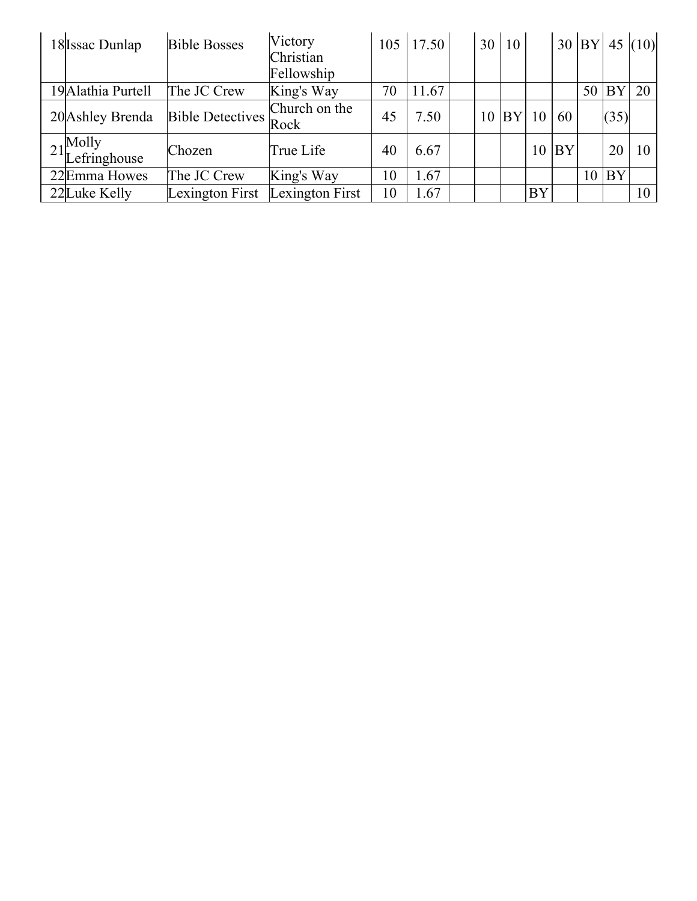| | | | | | | | | | | | | | |
|---|---|---|---|---|---|---|---|---|---|---|---|---|---|
| 18 | Issac Dunlap | Bible Bosses | Victory Christian Fellowship | 105 | 17.50 | | 30 | 10 | | 30 | BY | 45 | (10) |
| 19 | Alathia Purtell | The JC Crew | King's Way | 70 | 11.67 | | | | | | 50 | BY | 20 |
| 20 | Ashley Brenda | Bible Detectives | Church on the Rock | 45 | 7.50 | | 10 | BY | 10 | 60 | | (35) | |
| 21 | Molly Lefringhouse | Chozen | True Life | 40 | 6.67 | | | | 10 | BY | | 20 | 10 |
| 22 | Emma Howes | The JC Crew | King's Way | 10 | 1.67 | | | | | | 10 | BY | |
| 22 | Luke Kelly | Lexington First | Lexington First | 10 | 1.67 | | | | BY | | | | 10 |